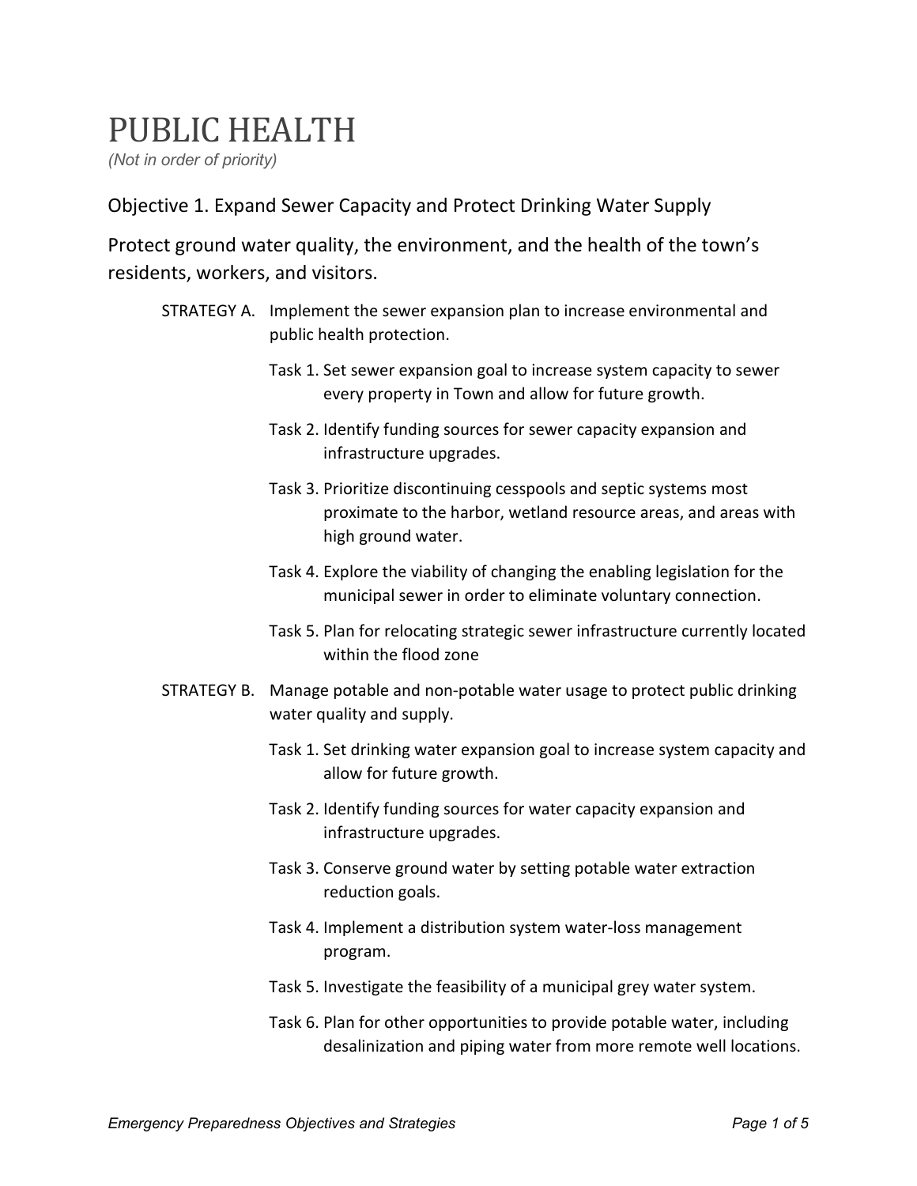# PUBLIC HEALTH

*(Not in order of priority)*

## Objective 1. Expand Sewer Capacity and Protect Drinking Water Supply

### Protect ground water quality, the environment, and the health of the town's residents, workers, and visitors.

STRATEGY A. Implement the sewer expansion plan to increase environmental and public health protection.

- Task 1. Set sewer expansion goal to increase system capacity to sewer every property in Town and allow for future growth.
- Task 2. Identify funding sources for sewer capacity expansion and infrastructure upgrades.
- Task 3. Prioritize discontinuing cesspools and septic systems most proximate to the harbor, wetland resource areas, and areas with high ground water.
- Task 4. Explore the viability of changing the enabling legislation for the municipal sewer in order to eliminate voluntary connection.
- Task 5. Plan for relocating strategic sewer infrastructure currently located within the flood zone

STRATEGY B. Manage potable and non-potable water usage to protect public drinking water quality and supply.

- Task 1. Set drinking water expansion goal to increase system capacity and allow for future growth.
- Task 2. Identify funding sources for water capacity expansion and infrastructure upgrades.
- Task 3. Conserve ground water by setting potable water extraction reduction goals.
- Task 4. Implement a distribution system water-loss management program.
- Task 5. Investigate the feasibility of a municipal grey water system.
- Task 6. Plan for other opportunities to provide potable water, including desalinization and piping water from more remote well locations.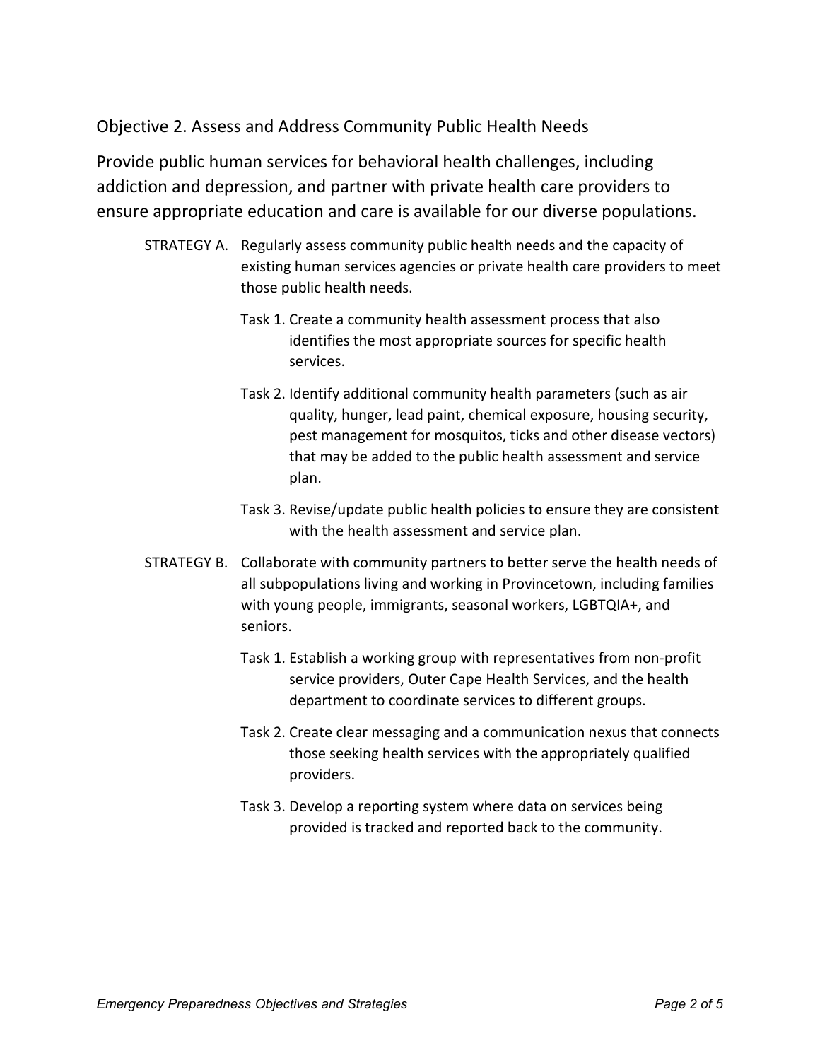## Objective 2. Assess and Address Community Public Health Needs

Provide public human services for behavioral health challenges, including addiction and depression, and partner with private health care providers to ensure appropriate education and care is available for our diverse populations.

STRATEGY A. Regularly assess community public health needs and the capacity of existing human services agencies or private health care providers to meet those public health needs.

- Task 1. Create a community health assessment process that also identifies the most appropriate sources for specific health services.
- Task 2. Identify additional community health parameters (such as air quality, hunger, lead paint, chemical exposure, housing security, pest management for mosquitos, ticks and other disease vectors) that may be added to the public health assessment and service plan.
- Task 3. Revise/update public health policies to ensure they are consistent with the health assessment and service plan.

STRATEGY B. Collaborate with community partners to better serve the health needs of all subpopulations living and working in Provincetown, including families with young people, immigrants, seasonal workers, LGBTQIA+, and seniors.

- Task 1. Establish a working group with representatives from non-profit service providers, Outer Cape Health Services, and the health department to coordinate services to different groups.
- Task 2. Create clear messaging and a communication nexus that connects those seeking health services with the appropriately qualified providers.
- Task 3. Develop a reporting system where data on services being provided is tracked and reported back to the community.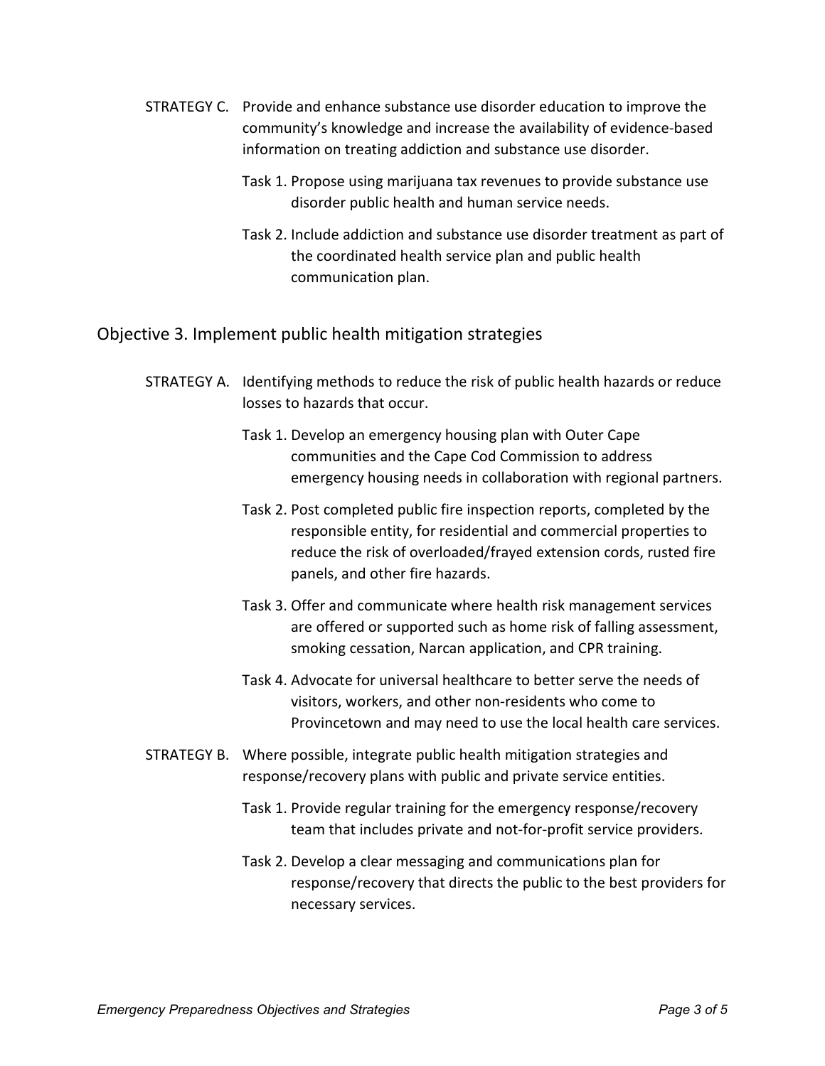STRATEGY C. Provide and enhance substance use disorder education to improve the community's knowledge and increase the availability of evidence-based information on treating addiction and substance use disorder.

- Task 1. Propose using marijuana tax revenues to provide substance use disorder public health and human service needs.
- Task 2. Include addiction and substance use disorder treatment as part of the coordinated health service plan and public health communication plan.

## Objective 3. Implement public health mitigation strategies

STRATEGY A. Identifying methods to reduce the risk of public health hazards or reduce losses to hazards that occur.

- Task 1. Develop an emergency housing plan with Outer Cape communities and the Cape Cod Commission to address emergency housing needs in collaboration with regional partners.
- Task 2. Post completed public fire inspection reports, completed by the responsible entity, for residential and commercial properties to reduce the risk of overloaded/frayed extension cords, rusted fire panels, and other fire hazards.
- Task 3. Offer and communicate where health risk management services are offered or supported such as home risk of falling assessment, smoking cessation, Narcan application, and CPR training.
- Task 4. Advocate for universal healthcare to better serve the needs of visitors, workers, and other non-residents who come to Provincetown and may need to use the local health care services.

STRATEGY B. Where possible, integrate public health mitigation strategies and response/recovery plans with public and private service entities.

- Task 1. Provide regular training for the emergency response/recovery team that includes private and not-for-profit service providers.
- Task 2. Develop a clear messaging and communications plan for response/recovery that directs the public to the best providers for necessary services.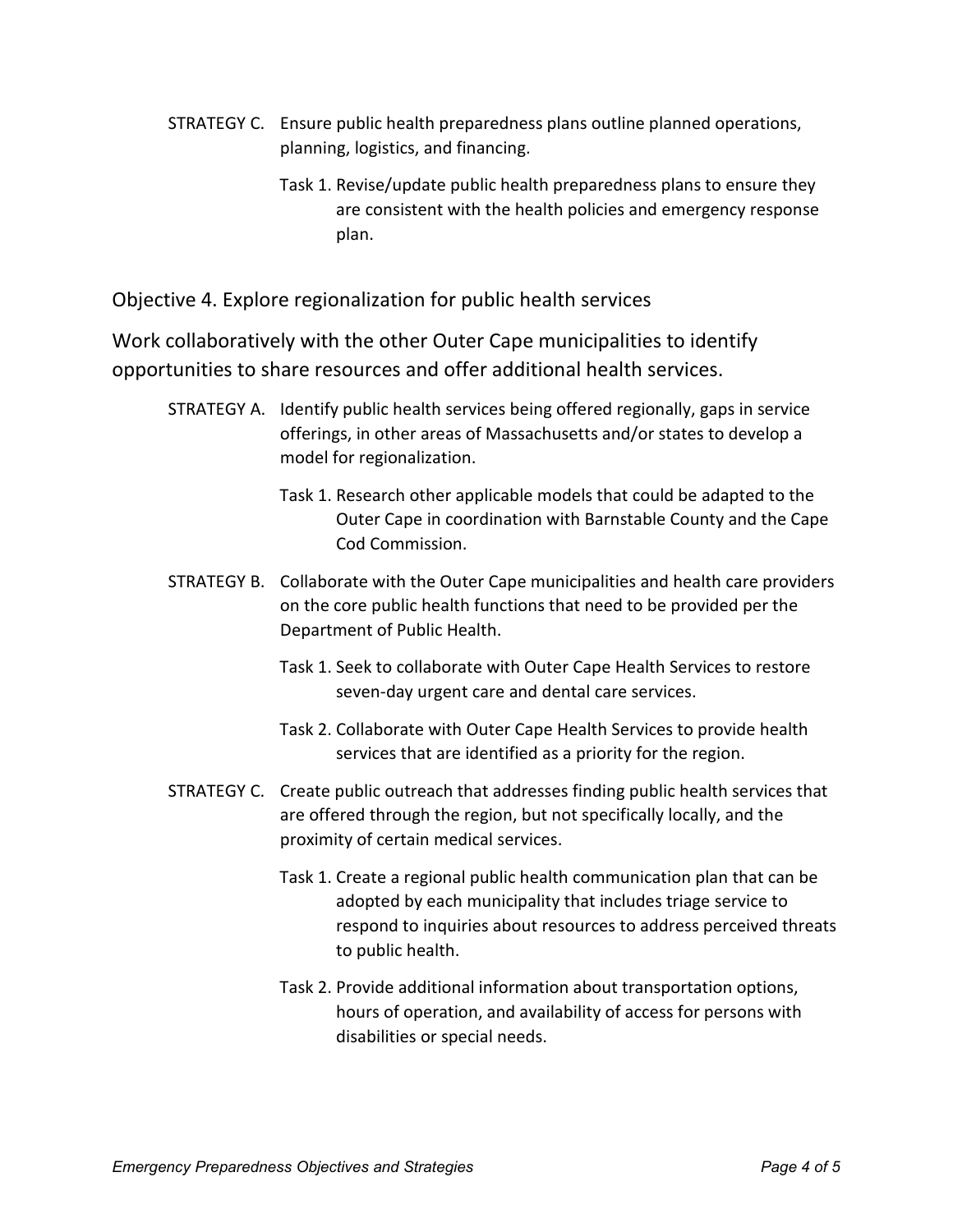STRATEGY C. Ensure public health preparedness plans outline planned operations, planning, logistics, and financing.

- Task 1. Revise/update public health preparedness plans to ensure they are consistent with the health policies and emergency response plan.

## Objective 4. Explore regionalization for public health services

Work collaboratively with the other Outer Cape municipalities to identify opportunities to share resources and offer additional health services.

STRATEGY A. Identify public health services being offered regionally, gaps in service offerings, in other areas of Massachusetts and/or states to develop a model for regionalization.

- Task 1. Research other applicable models that could be adapted to the Outer Cape in coordination with Barnstable County and the Cape Cod Commission.

STRATEGY B. Collaborate with the Outer Cape municipalities and health care providers on the core public health functions that need to be provided per the Department of Public Health.

- Task 1. Seek to collaborate with Outer Cape Health Services to restore seven-day urgent care and dental care services.
- Task 2. Collaborate with Outer Cape Health Services to provide health services that are identified as a priority for the region.

STRATEGY C. Create public outreach that addresses finding public health services that are offered through the region, but not specifically locally, and the proximity of certain medical services.

- Task 1. Create a regional public health communication plan that can be adopted by each municipality that includes triage service to respond to inquiries about resources to address perceived threats to public health.
- Task 2. Provide additional information about transportation options, hours of operation, and availability of access for persons with disabilities or special needs.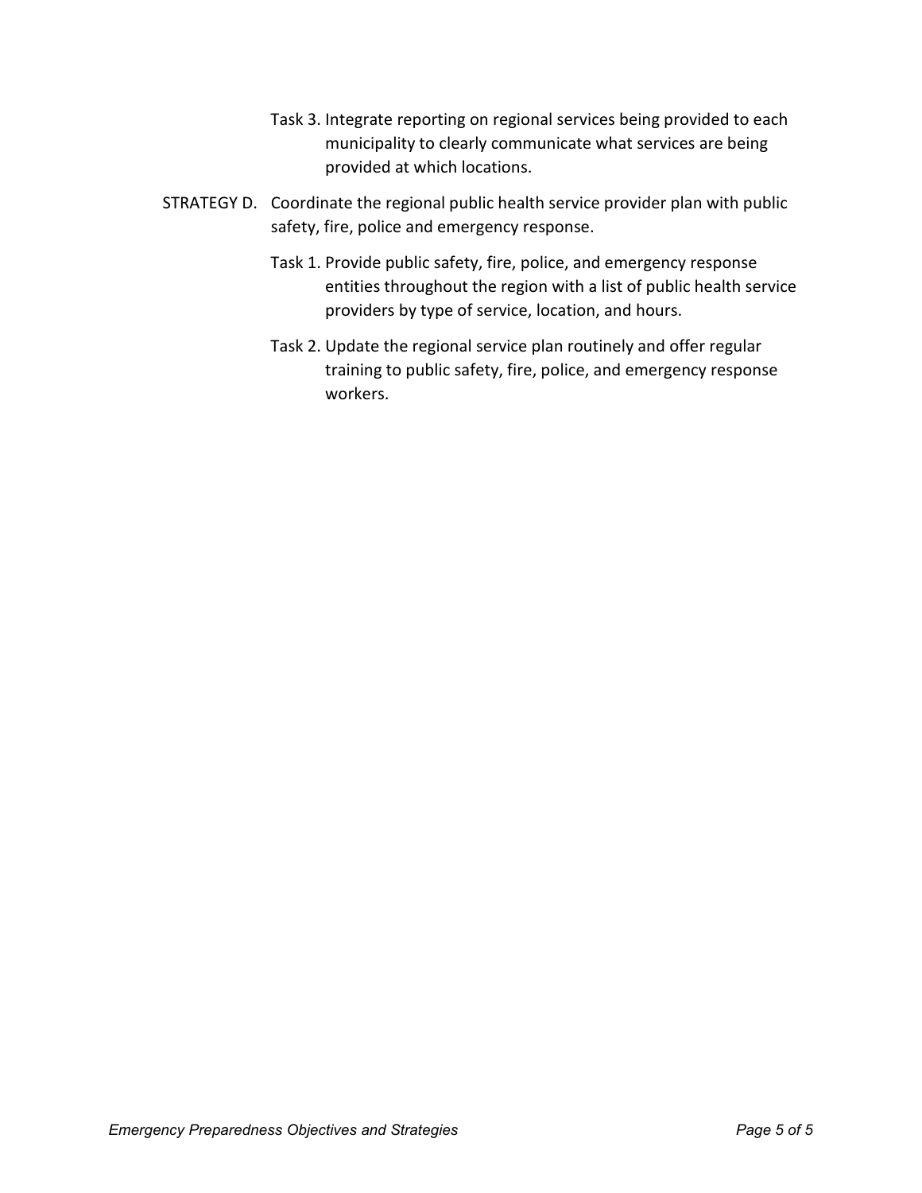Task 3. Integrate reporting on regional services being provided to each municipality to clearly communicate what services are being provided at which locations.

STRATEGY D. Coordinate the regional public health service provider plan with public safety, fire, police and emergency response.

Task 1. Provide public safety, fire, police, and emergency response entities throughout the region with a list of public health service providers by type of service, location, and hours.

Task 2. Update the regional service plan routinely and offer regular training to public safety, fire, police, and emergency response workers.